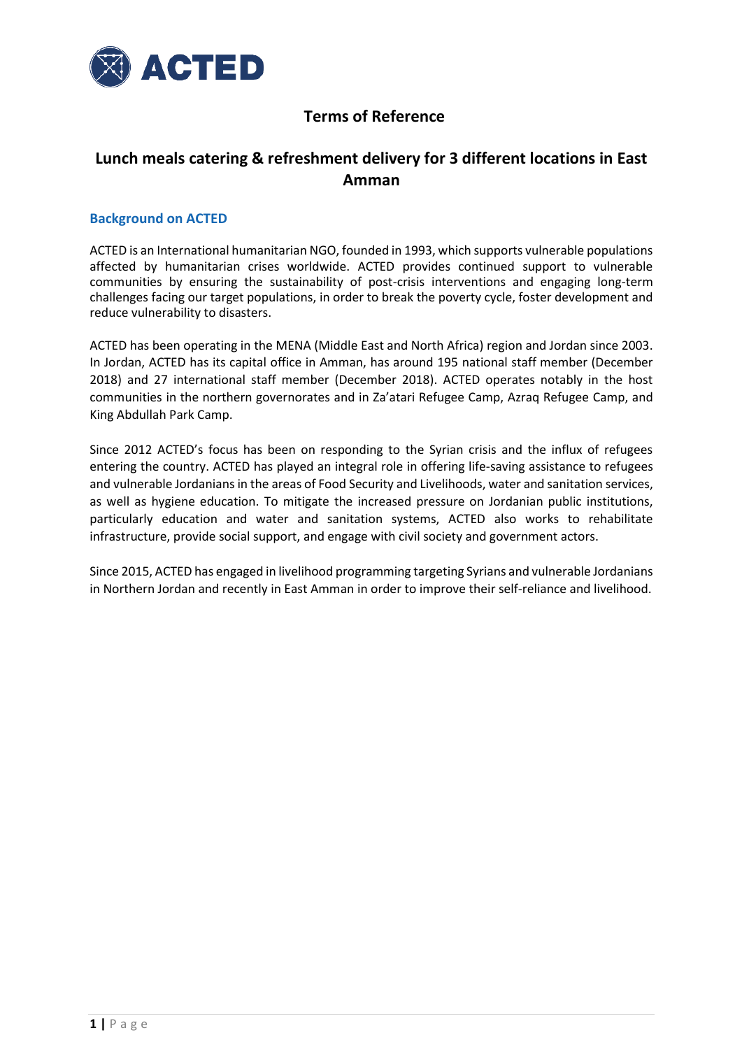ACTED

# Terms of Reference

# Lunch meals catering & refreshment delivery for 3 different locations in East Amman

## Background on ACTED

ACTED is an International humanitarian NGO, founded in 1993, which supports vulnerable populations affected by humanitarian crises worldwide. ACTED provides continued support to vulnerable communities by ensuring the sustainability of post-crisis interventions and engaging long-term challenges facing our target populations, in order to break the poverty cycle, foster development and reduce vulnerability to disasters.

ACTED has been operating in the MENA (Middle East and North Africa) region and Jordan since 2003. In Jordan, ACTED has its capital office in Amman, has around 195 national staff member (December 2018) and 27 international staff member (December 2018). ACTED operates notably in the host communities in the northern governorates and in Za'atari Refugee Camp, Azraq Refugee Camp, and King Abdullah Park Camp.

Since 2012 ACTED's focus has been on responding to the Syrian crisis and the influx of refugees entering the country. ACTED has played an integral role in offering life-saving assistance to refugees and vulnerable Jordanians in the areas of Food Security and Livelihoods, water and sanitation services, as well as hygiene education. To mitigate the increased pressure on Jordanian public institutions, particularly education and water and sanitation systems, ACTED also works to rehabilitate infrastructure, provide social support, and engage with civil society and government actors.

Since 2015, ACTED has engaged in livelihood programming targeting Syrians and vulnerable Jordanians in Northern Jordan and recently in East Amman in order to improve their self-reliance and livelihood.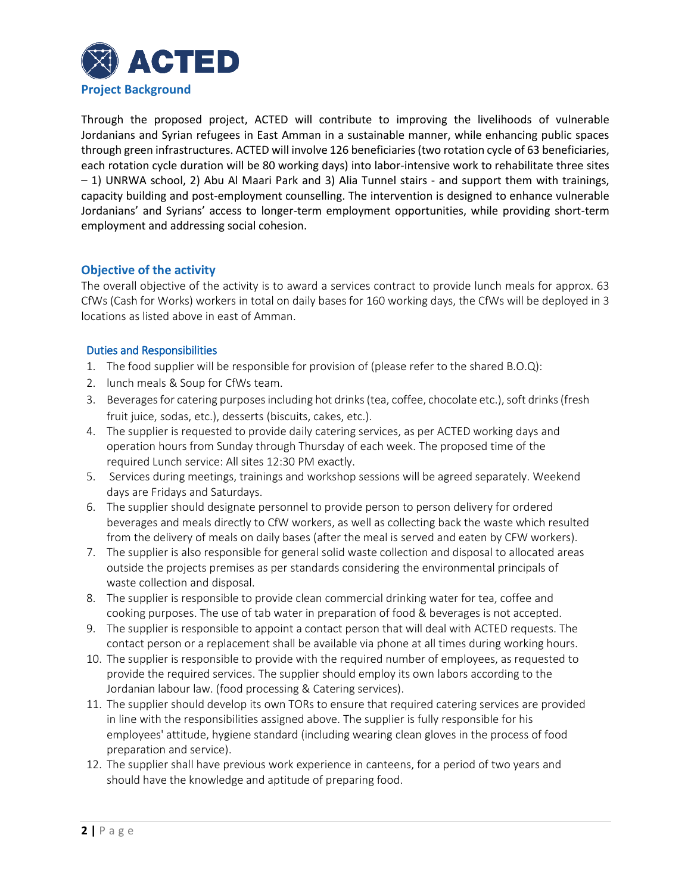## Project Background

Through the proposed project, ACTED will contribute to improving the livelihoods of vulnerable Jordanians and Syrian refugees in East Amman in a sustainable manner, while enhancing public spaces through green infrastructures. ACTED will involve 126 beneficiaries (two rotation cycle of 63 beneficiaries, each rotation cycle duration will be 80 working days) into labor-intensive work to rehabilitate three sites – 1) UNRWA school, 2) Abu Al Maari Park and 3) Alia Tunnel stairs - and support them with trainings, capacity building and post-employment counselling. The intervention is designed to enhance vulnerable Jordanians' and Syrians' access to longer-term employment opportunities, while providing short-term employment and addressing social cohesion.

## Objective of the activity

The overall objective of the activity is to award a services contract to provide lunch meals for approx. 63 CfWs (Cash for Works) workers in total on daily bases for 160 working days, the CfWs will be deployed in 3 locations as listed above in east of Amman.

### Duties and Responsibilities

1. The food supplier will be responsible for provision of (please refer to the shared B.O.Q):
2. lunch meals & Soup for CfWs team.
3. Beverages for catering purposes including hot drinks (tea, coffee, chocolate etc.), soft drinks (fresh fruit juice, sodas, etc.), desserts (biscuits, cakes, etc.).
4. The supplier is requested to provide daily catering services, as per ACTED working days and operation hours from Sunday through Thursday of each week. The proposed time of the required Lunch service: All sites 12:30 PM exactly.
5. Services during meetings, trainings and workshop sessions will be agreed separately. Weekend days are Fridays and Saturdays.
6. The supplier should designate personnel to provide person to person delivery for ordered beverages and meals directly to CfW workers, as well as collecting back the waste which resulted from the delivery of meals on daily bases (after the meal is served and eaten by CFW workers).
7. The supplier is also responsible for general solid waste collection and disposal to allocated areas outside the projects premises as per standards considering the environmental principals of waste collection and disposal.
8. The supplier is responsible to provide clean commercial drinking water for tea, coffee and cooking purposes. The use of tab water in preparation of food & beverages is not accepted.
9. The supplier is responsible to appoint a contact person that will deal with ACTED requests. The contact person or a replacement shall be available via phone at all times during working hours.
10. The supplier is responsible to provide with the required number of employees, as requested to provide the required services. The supplier should employ its own labors according to the Jordanian labour law. (food processing & Catering services).
11. The supplier should develop its own TORs to ensure that required catering services are provided in line with the responsibilities assigned above. The supplier is fully responsible for his employees' attitude, hygiene standard (including wearing clean gloves in the process of food preparation and service).
12. The supplier shall have previous work experience in canteens, for a period of two years and should have the knowledge and aptitude of preparing food.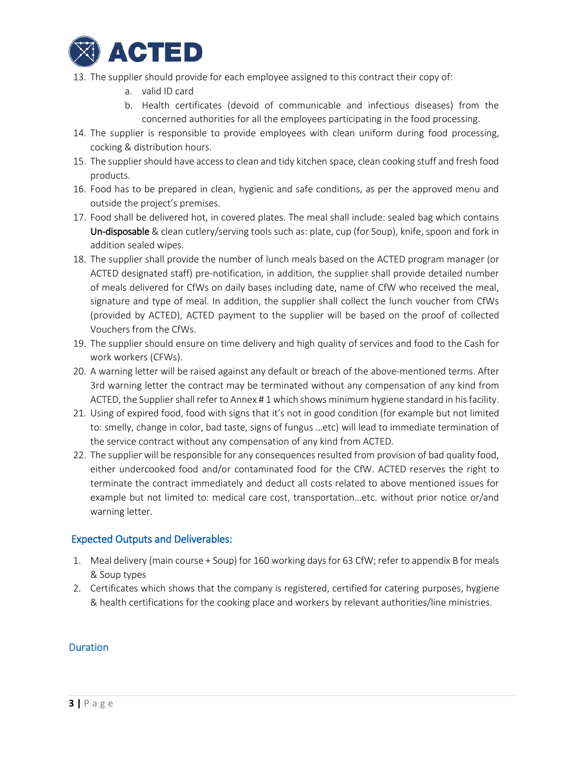13. The supplier should provide for each employee assigned to this contract their copy of:
    a. valid ID card
    b. Health certificates (devoid of communicable and infectious diseases) from the concerned authorities for all the employees participating in the food processing.
14. The supplier is responsible to provide employees with clean uniform during food processing, cocking & distribution hours.
15. The supplier should have access to clean and tidy kitchen space, clean cooking stuff and fresh food products.
16. Food has to be prepared in clean, hygienic and safe conditions, as per the approved menu and outside the project's premises.
17. Food shall be delivered hot, in covered plates. The meal shall include: sealed bag which contains Un-disposable & clean cutlery/serving tools such as: plate, cup (for Soup), knife, spoon and fork in addition sealed wipes.
18. The supplier shall provide the number of lunch meals based on the ACTED program manager (or ACTED designated staff) pre-notification, in addition, the supplier shall provide detailed number of meals delivered for CfWs on daily bases including date, name of CfW who received the meal, signature and type of meal. In addition, the supplier shall collect the lunch voucher from CfWs (provided by ACTED), ACTED payment to the supplier will be based on the proof of collected Vouchers from the CfWs.
19. The supplier should ensure on time delivery and high quality of services and food to the Cash for work workers (CFWs).
20. A warning letter will be raised against any default or breach of the above-mentioned terms. After 3rd warning letter the contract may be terminated without any compensation of any kind from ACTED, the Supplier shall refer to Annex # 1 which shows minimum hygiene standard in his facility.
21. Using of expired food, food with signs that it's not in good condition (for example but not limited to: smelly, change in color, bad taste, signs of fungus …etc) will lead to immediate termination of the service contract without any compensation of any kind from ACTED.
22. The supplier will be responsible for any consequences resulted from provision of bad quality food, either undercooked food and/or contaminated food for the CfW. ACTED reserves the right to terminate the contract immediately and deduct all costs related to above mentioned issues for example but not limited to: medical care cost, transportation…etc. without prior notice or/and warning letter.

## Expected Outputs and Deliverables:

1. Meal delivery (main course + Soup) for 160 working days for 63 CfW; refer to appendix B for meals & Soup types
2. Certificates which shows that the company is registered, certified for catering purposes, hygiene & health certifications for the cooking place and workers by relevant authorities/line ministries.

## Duration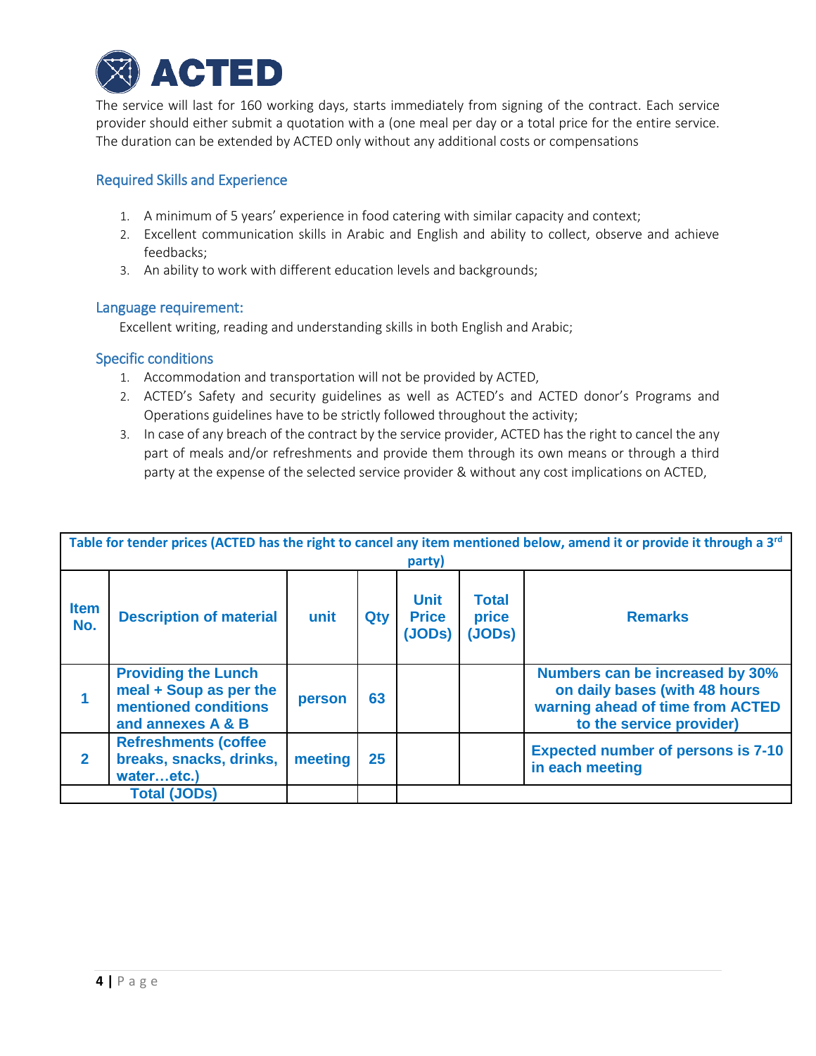The service will last for 160 working days, starts immediately from signing of the contract. Each service provider should either submit a quotation with a (one meal per day or a total price for the entire service. The duration can be extended by ACTED only without any additional costs or compensations

### Required Skills and Experience

1. A minimum of 5 years' experience in food catering with similar capacity and context;
2. Excellent communication skills in Arabic and English and ability to collect, observe and achieve feedbacks;
3. An ability to work with different education levels and backgrounds;

### Language requirement:

Excellent writing, reading and understanding skills in both English and Arabic;

### Specific conditions

1. Accommodation and transportation will not be provided by ACTED,
2. ACTED's Safety and security guidelines as well as ACTED's and ACTED donor's Programs and Operations guidelines have to be strictly followed throughout the activity;
3. In case of any breach of the contract by the service provider, ACTED has the right to cancel the any part of meals and/or refreshments and provide them through its own means or through a third party at the expense of the selected service provider & without any cost implications on ACTED,

| Table for tender prices (ACTED has the right to cancel any item mentioned below, amend it or provide it through a 3rd party) | | | | | | |
|---|---|---|---|---|---|---|
| **Item No.** | **Description of material** | **unit** | **Qty** | **Unit Price (JODs)** | **Total price (JODs)** | **Remarks** |
| **1** | **Providing the Lunch meal + Soup as per the mentioned conditions and annexes A & B** | **person** | **63** | | | **Numbers can be increased by 30% on daily bases (with 48 hours warning ahead of time from ACTED to the service provider)** |
| **2** | **Refreshments (coffee breaks, snacks, drinks, water…etc.)** | **meeting** | **25** | | | **Expected number of persons is 7-10 in each meeting** |
| | **Total (JODs)** | | | | | |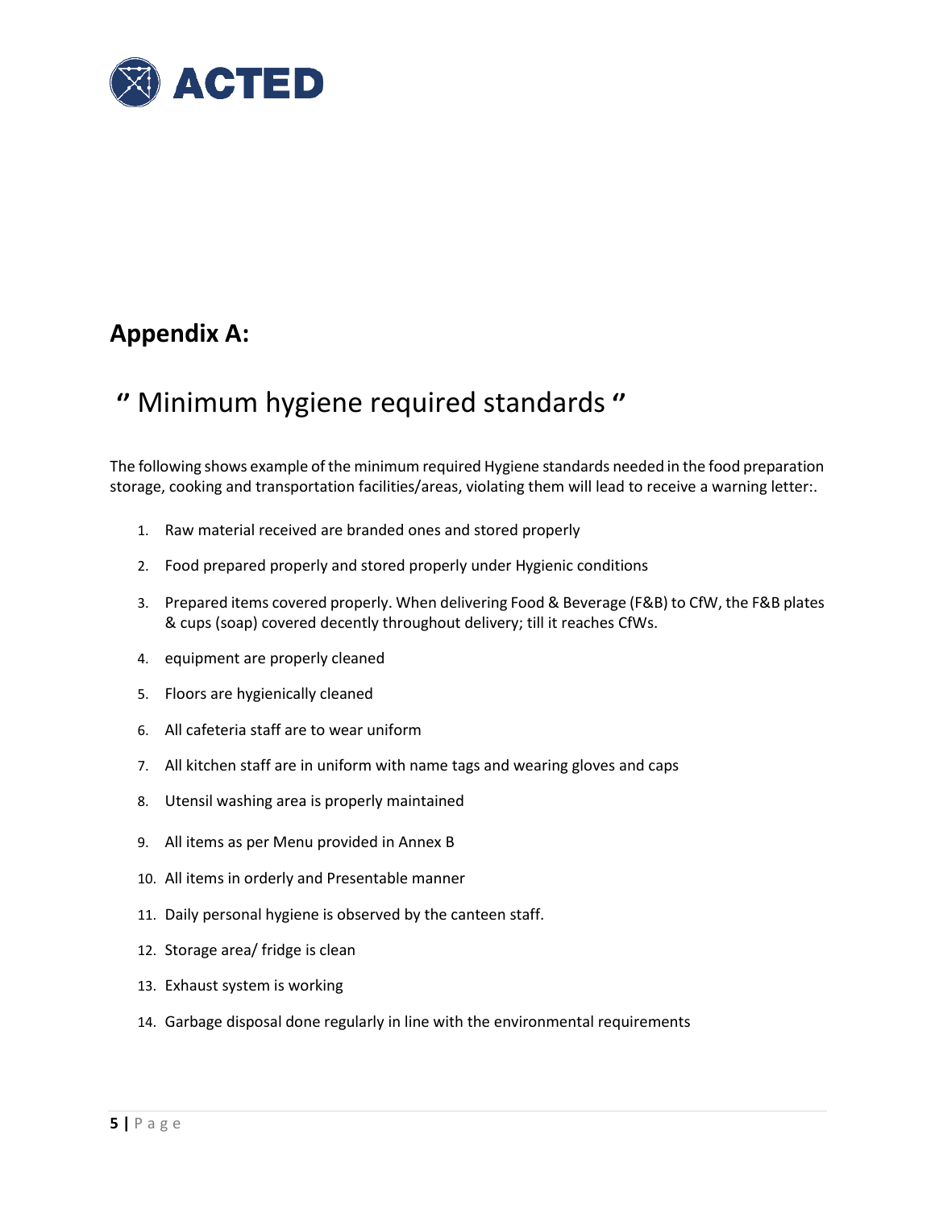## Appendix A:

## " Minimum hygiene required standards "

The following shows example of the minimum required Hygiene standards needed in the food preparation storage, cooking and transportation facilities/areas, violating them will lead to receive a warning letter:.

1. Raw material received are branded ones and stored properly
2. Food prepared properly and stored properly under Hygienic conditions
3. Prepared items covered properly. When delivering Food & Beverage (F&B) to CfW, the F&B plates & cups (soap) covered decently throughout delivery; till it reaches CfWs.
4. equipment are properly cleaned
5. Floors are hygienically cleaned
6. All cafeteria staff are to wear uniform
7. All kitchen staff are in uniform with name tags and wearing gloves and caps
8. Utensil washing area is properly maintained
9. All items as per Menu provided in Annex B
10. All items in orderly and Presentable manner
11. Daily personal hygiene is observed by the canteen staff.
12. Storage area/ fridge is clean
13. Exhaust system is working
14. Garbage disposal done regularly in line with the environmental requirements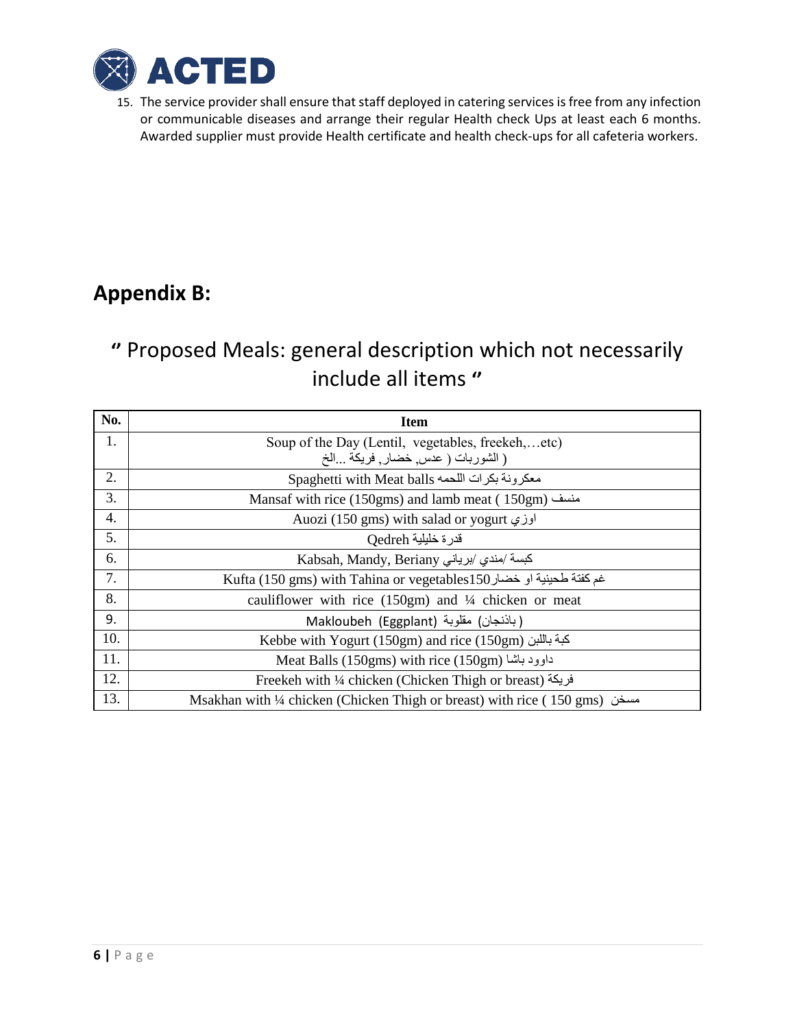15. The service provider shall ensure that staff deployed in catering services is free from any infection or communicable diseases and arrange their regular Health check Ups at least each 6 months. Awarded supplier must provide Health certificate and health check-ups for all cafeteria workers.

## Appendix B:

## " Proposed Meals: general description which not necessarily include all items "

| No. | Item |
|---|---|
| 1. | Soup of the Day (Lentil, vegetables, freekeh,…etc)<br>( الشوربات ( عدس, خضار, فريكة ...الخ |
| 2. | Spaghetti with Meat balls معكرونة بكرات اللحمه |
| 3. | Mansaf with rice (150gms) and lamb meat ( 150gm) منسف |
| 4. | Auozi (150 gms) with salad or yogurt اوزي |
| 5. | Qedreh قدرة خليلية |
| 6. | Kabsah, Mandy, Beriany كبسة /مندي /برياني |
| 7. | Kufta (150 gms) with Tahina or vegetables150غم كفتة طحينية او خضار |
| 8. | cauliflower with rice (150gm) and ¼ chicken or meat |
| 9. | Makloubeh (Eggplant) مقلوبة (باذنجان ) |
| 10. | Kebbe with Yogurt (150gm) and rice (150gm) كبة باللبن |
| 11. | Meat Balls (150gms) with rice (150gm) داوود باشا |
| 12. | Freekeh with ¼ chicken (Chicken Thigh or breast) فريكة |
| 13. | Msakhan with ¼ chicken (Chicken Thigh or breast) with rice ( 150 gms) مسخن |